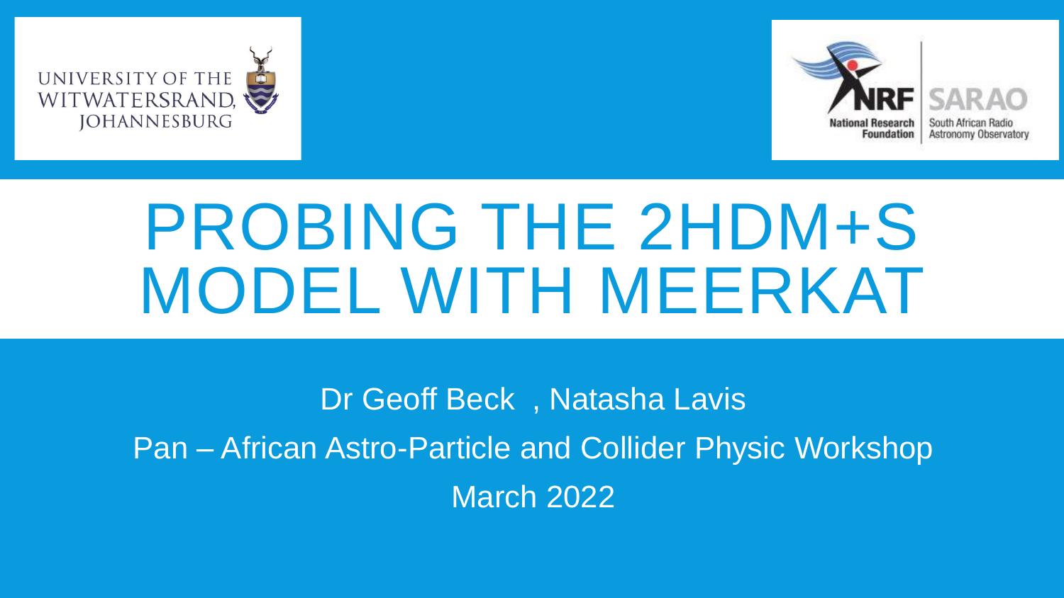# PROBING THE 2HDM+S MODEL WITH MEERKAT

Dr Geoff Beck , Natasha Lavis

Pan – African Astro-Particle and Collider Physic Workshop

March 2022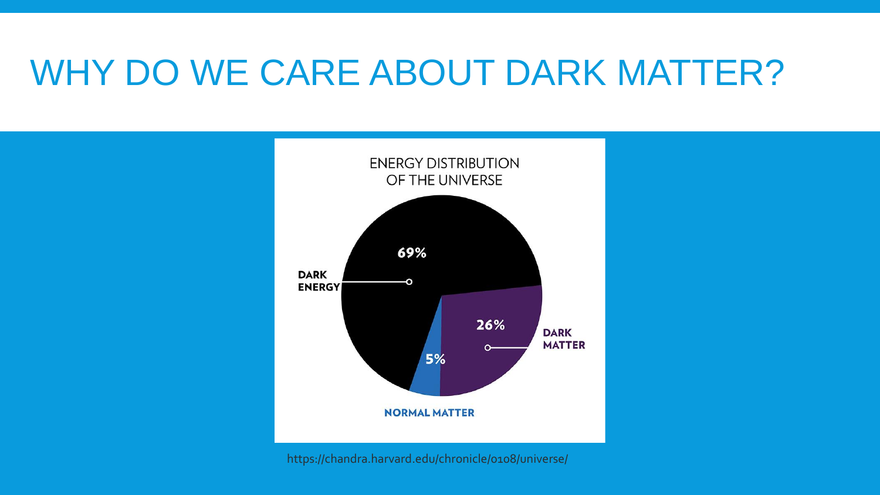# WHY DO WE CARE ABOUT DARK MATTER?

ENERGY DISTRIBUTION OF THE UNIVERSE

- DARK ENERGY: 69%
- DARK MATTER: 26%
- NORMAL MATTER: 5%

https://chandra.harvard.edu/chronicle/0108/universe/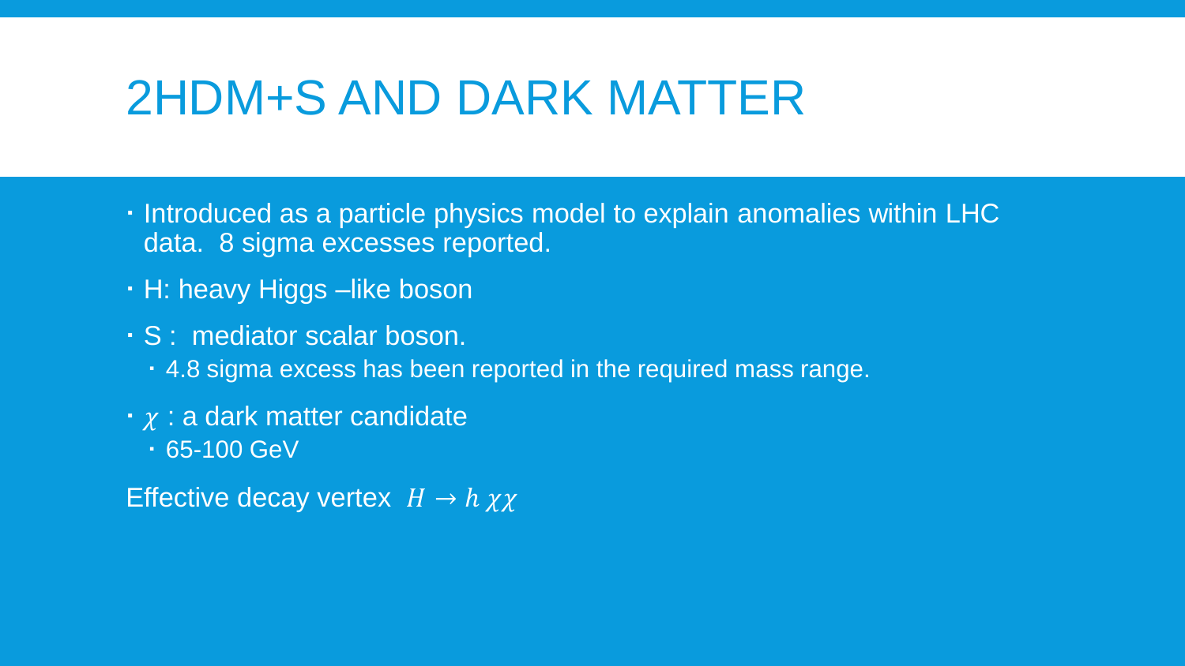# 2HDM+S AND DARK MATTER

- Introduced as a particle physics model to explain anomalies within LHC data. 8 sigma excesses reported.
- H: heavy Higgs –like boson
- S : mediator scalar boson.
  - 4.8 sigma excess has been reported in the required mass range.
- $\chi$ : a dark matter candidate
  - 65-100 GeV

Effective decay vertex $H \rightarrow h\ \chi\chi$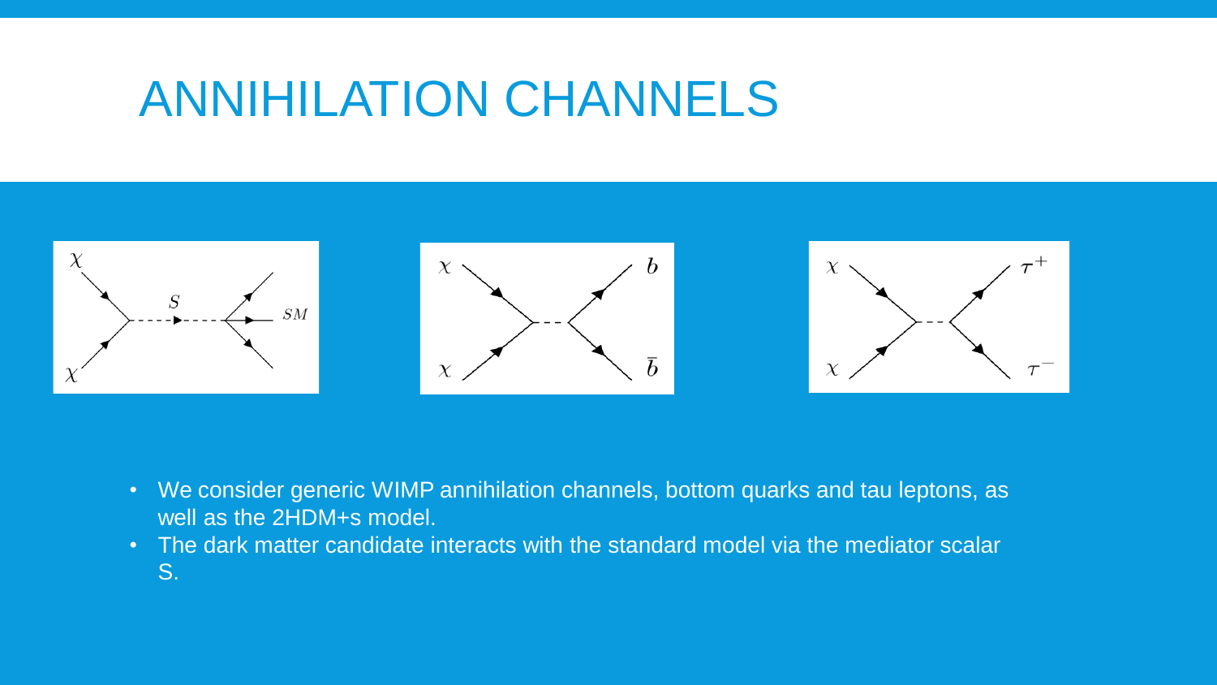# ANNIHILATION CHANNELS

- We consider generic WIMP annihilation channels, bottom quarks and tau leptons, as well as the 2HDM+s model.
- The dark matter candidate interacts with the standard model via the mediator scalar S.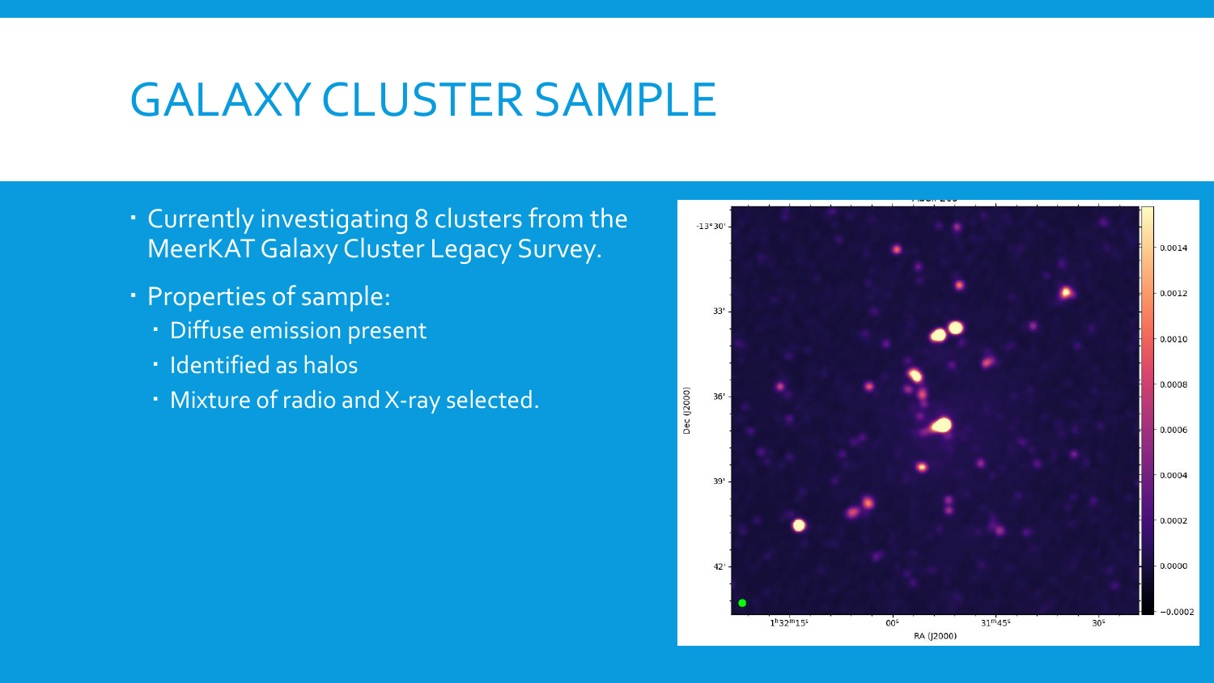# GALAXY CLUSTER SAMPLE

- Currently investigating 8 clusters from the MeerKAT Galaxy Cluster Legacy Survey.
- Properties of sample:
  - Diffuse emission present
  - Identified as halos
  - Mixture of radio and X-ray selected.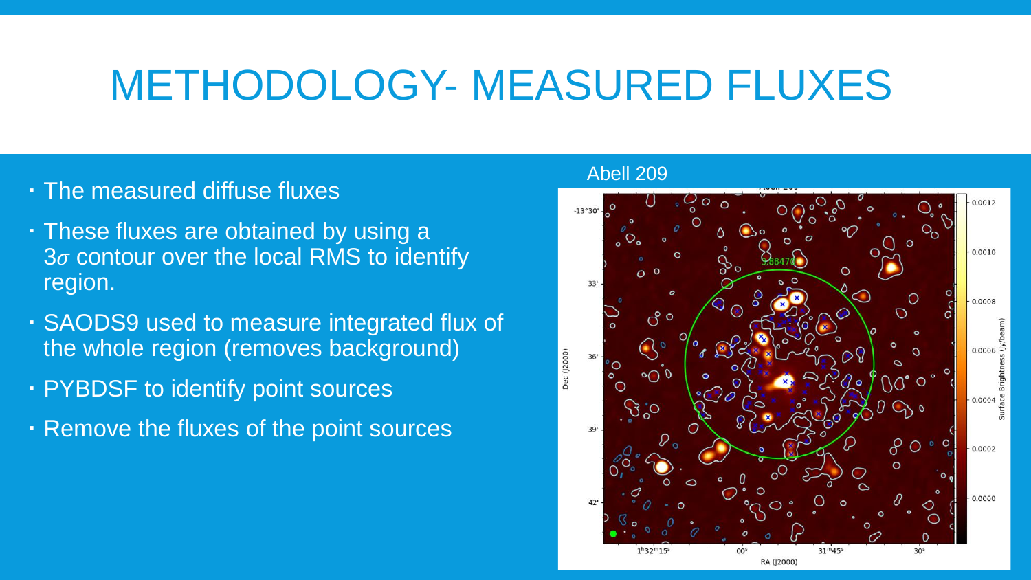# METHODOLOGY- MEASURED FLUXES

- The measured diffuse fluxes
- These fluxes are obtained by using a $3\sigma$ contour over the local RMS to identify region.
- SAODS9 used to measure integrated flux of the whole region (removes background)
- PYBDSF to identify point sources
- Remove the fluxes of the point sources

Abell 209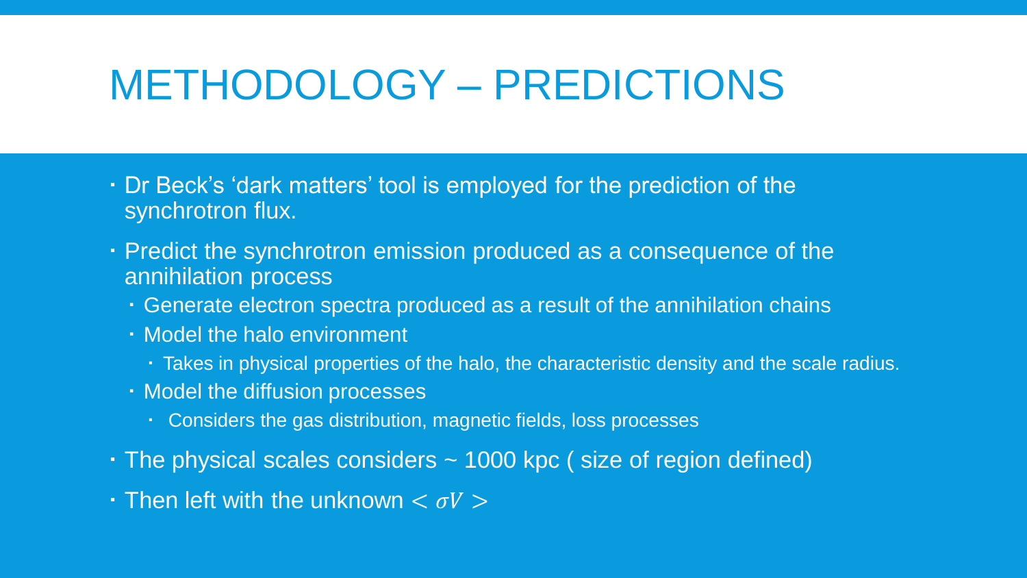# METHODOLOGY – PREDICTIONS

- Dr Beck's 'dark matters' tool is employed for the prediction of the synchrotron flux.
- Predict the synchrotron emission produced as a consequence of the annihilation process
  - Generate electron spectra produced as a result of the annihilation chains
  - Model the halo environment
    - Takes in physical properties of the halo, the characteristic density and the scale radius.
  - Model the diffusion processes
    - Considers the gas distribution, magnetic fields, loss processes
- The physical scales considers ~ 1000 kpc ( size of region defined)
- Then left with the unknown $< \sigma V >$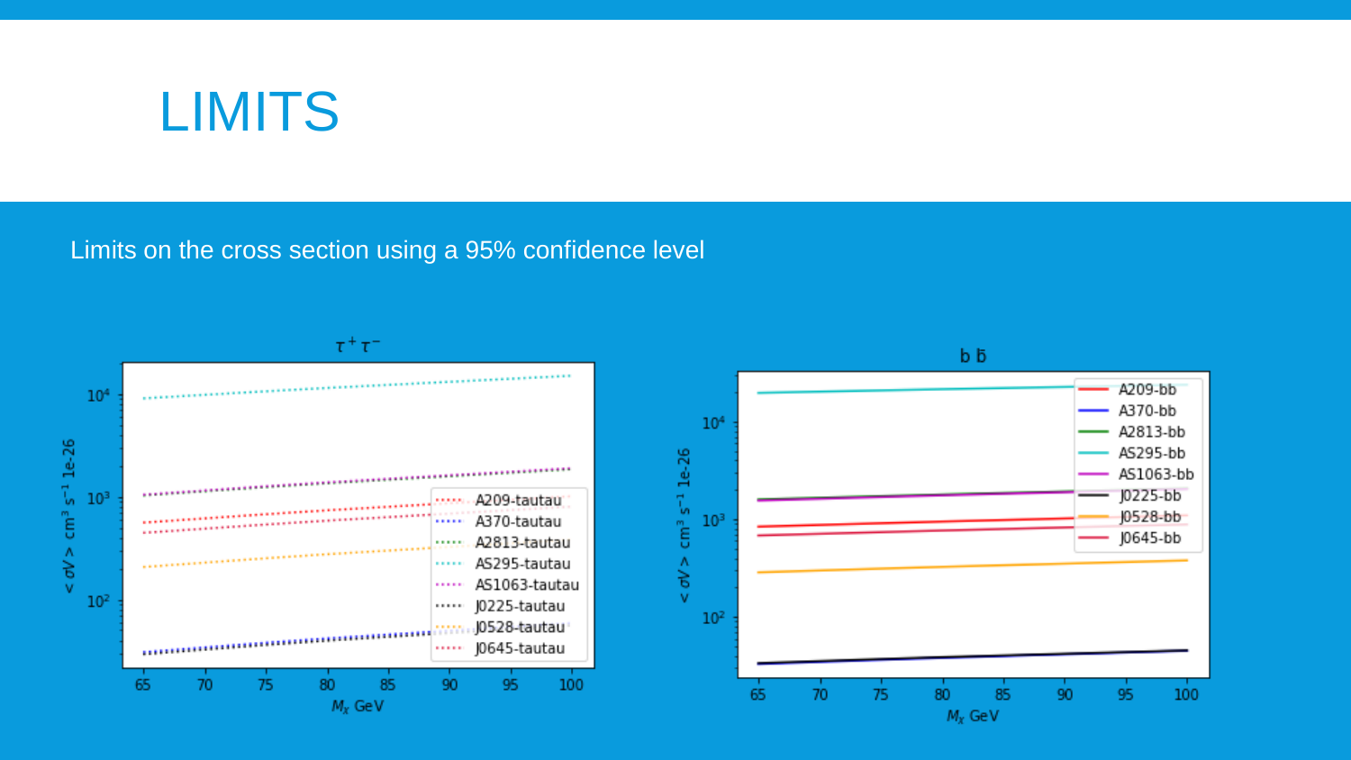# LIMITS

Limits on the cross section using a 95% confidence level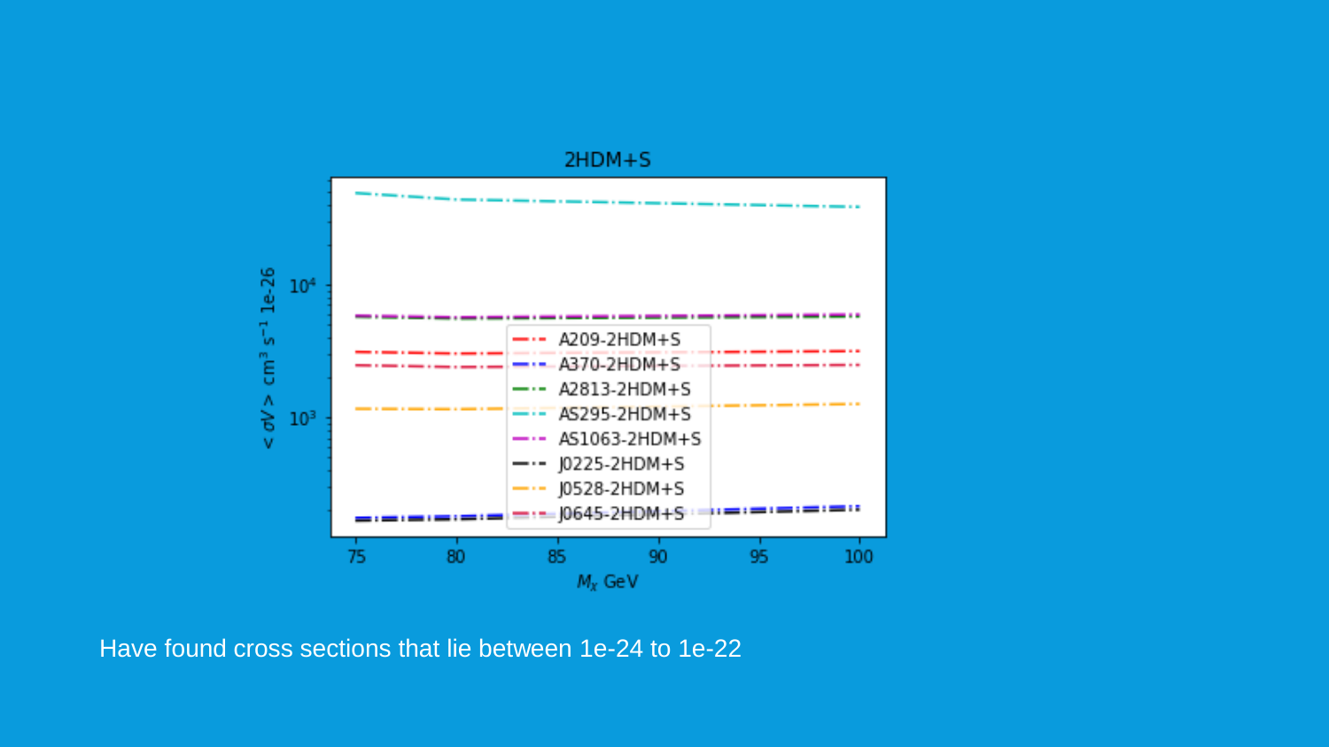Have found cross sections that lie between 1e-24 to 1e-22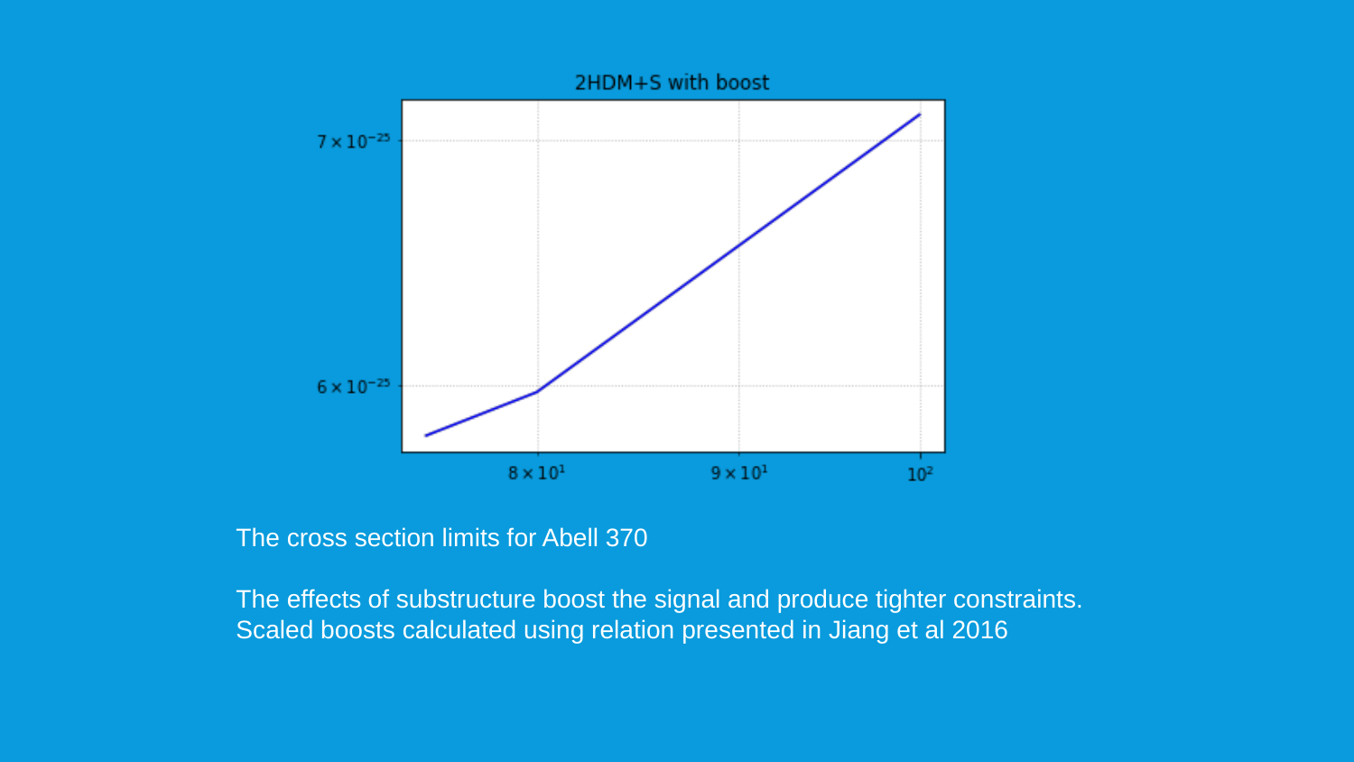2HDM+S with boost

The cross section limits for Abell 370

The effects of substructure boost the signal and produce tighter constraints.
Scaled boosts calculated using relation presented in Jiang et al 2016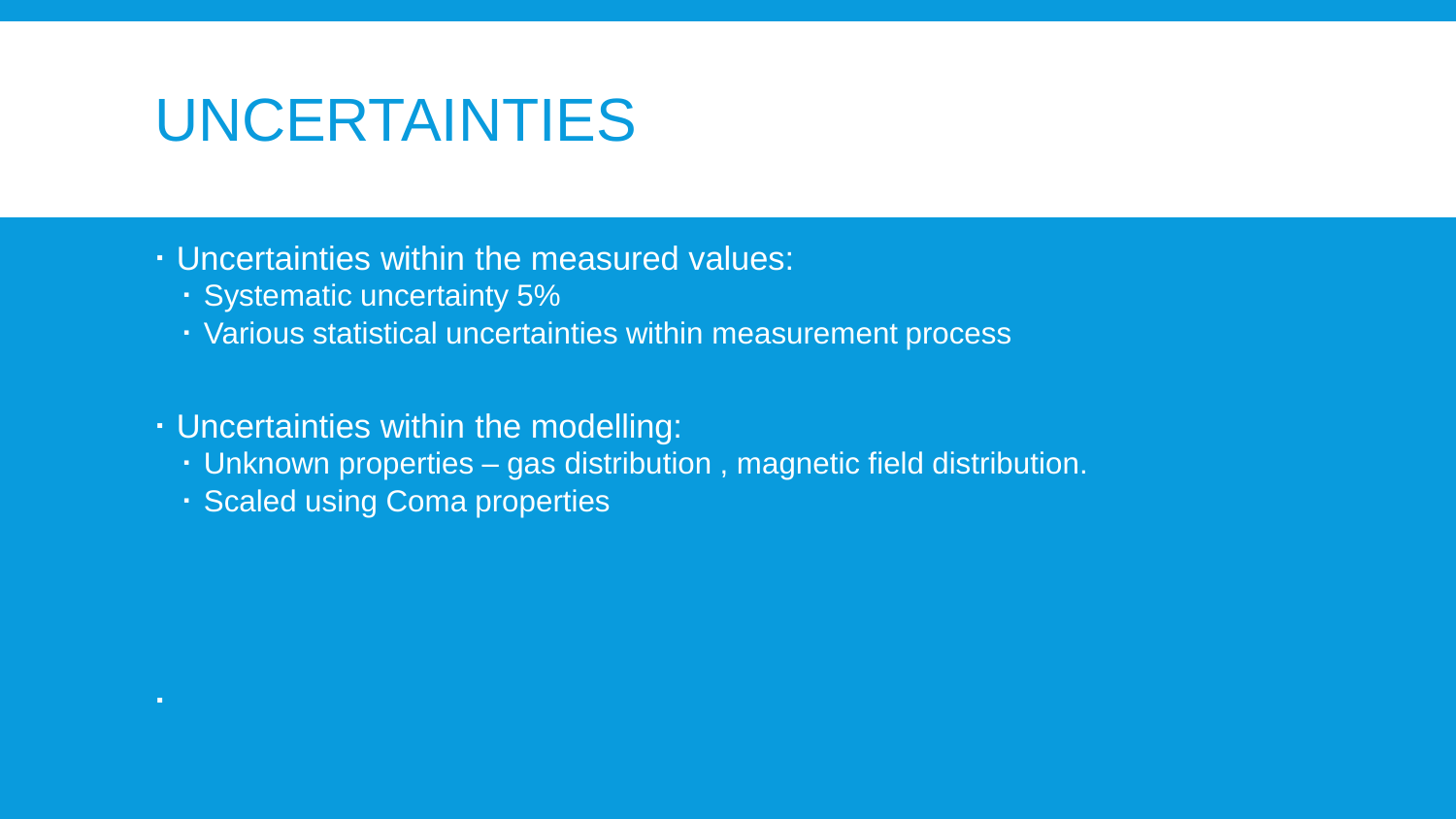# UNCERTAINTIES

- Uncertainties within the measured values:
  - Systematic uncertainty 5%
  - Various statistical uncertainties within measurement process
- Uncertainties within the modelling:
  - Unknown properties – gas distribution , magnetic field distribution.
  - Scaled using Coma properties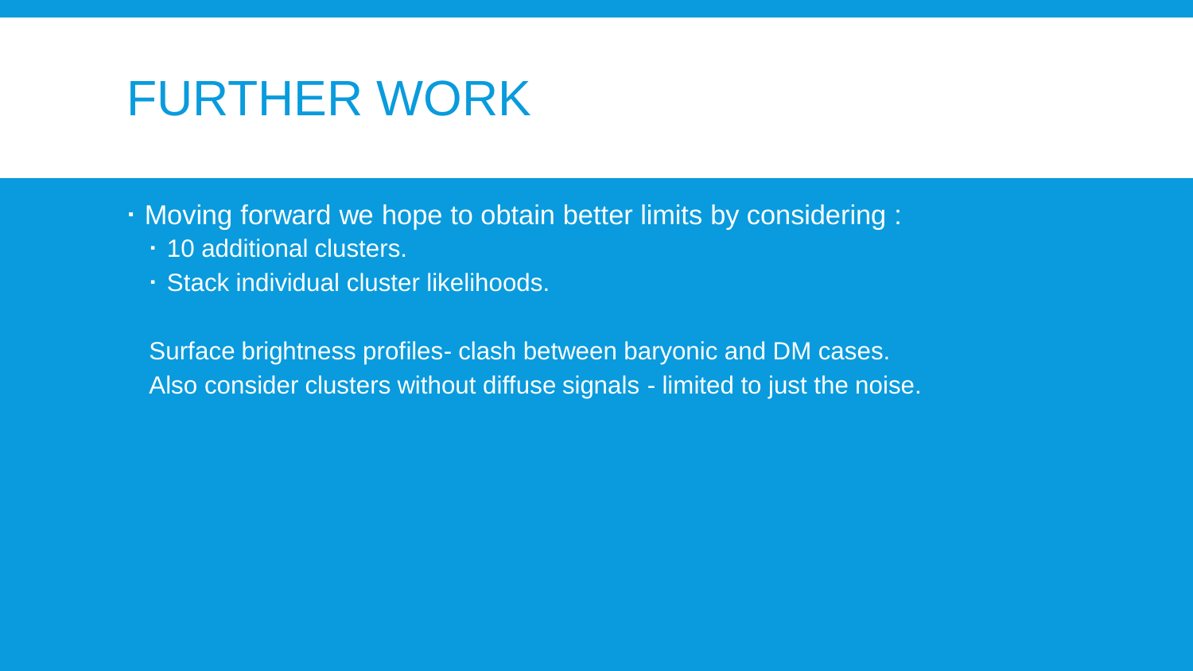# FURTHER WORK

- Moving forward we hope to obtain better limits by considering :
  - 10 additional clusters.
  - Stack individual cluster likelihoods.

Surface brightness profiles- clash between baryonic and DM cases.
Also consider clusters without diffuse signals - limited to just the noise.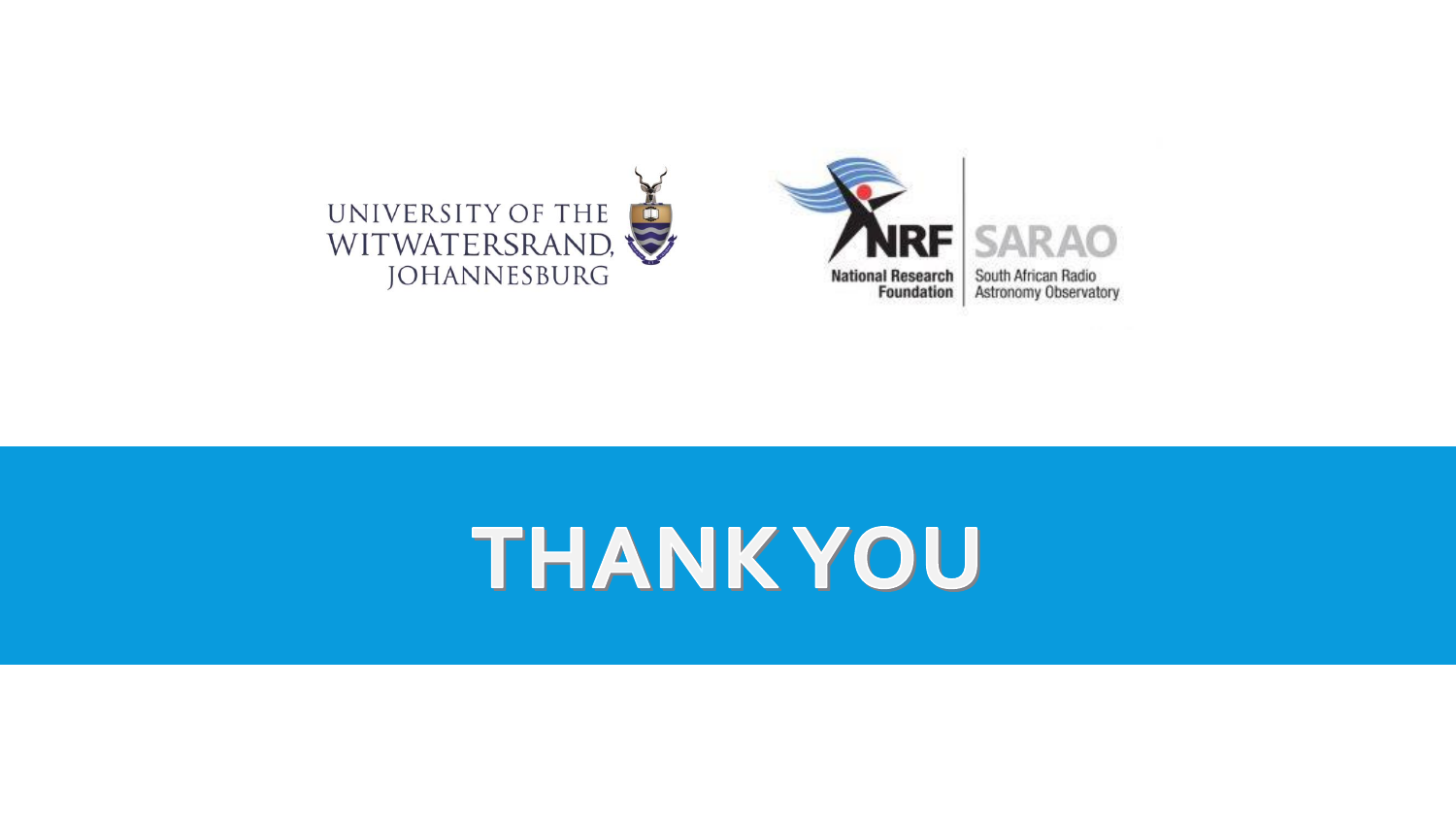UNIVERSITY OF THE WITWATERSRAND, JOHANNESBURG

NRF National Research Foundation | SARAO South African Radio Astronomy Observatory

# THANK YOU